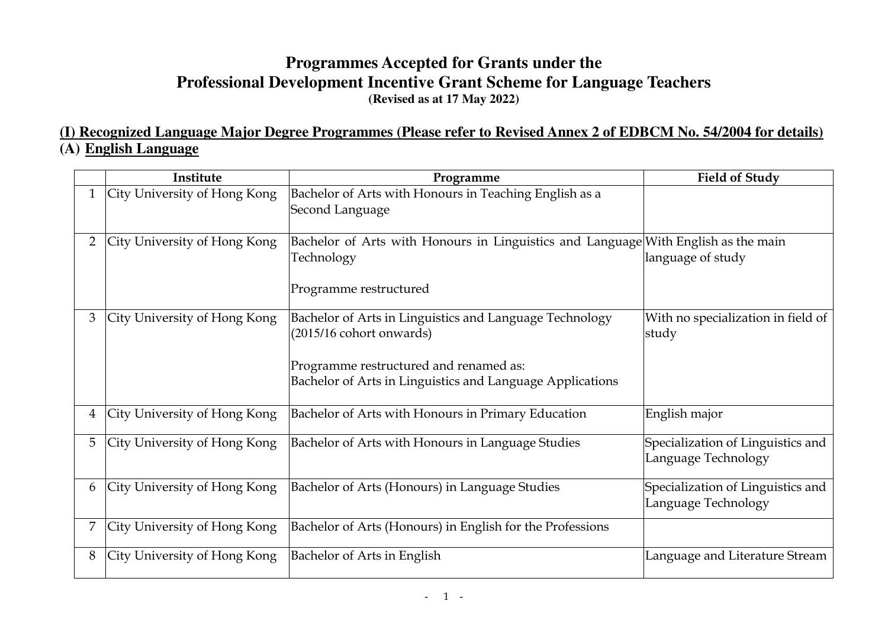# Programmes Accepted for Grants under the Professional Development Incentive Grant Scheme for Language Teachers

**(Revised as at 17 May 2022)**

## (I) Recognized Language Major Degree Programmes (Please refer to Revised Annex 2 of EDBCM No. 54/2004 for details)

### (A) English Language

| | Institute | Programme | Field of Study |
|---|---|---|---|
| 1 | City University of Hong Kong | Bachelor of Arts with Honours in Teaching English as a Second Language | |
| 2 | City University of Hong Kong | Bachelor of Arts with Honours in Linguistics and Language Technology<br><br>Programme restructured | With English as the main language of study |
| 3 | City University of Hong Kong | Bachelor of Arts in Linguistics and Language Technology (2015/16 cohort onwards)<br><br>Programme restructured and renamed as:<br>Bachelor of Arts in Linguistics and Language Applications | With no specialization in field of study |
| 4 | City University of Hong Kong | Bachelor of Arts with Honours in Primary Education | English major |
| 5 | City University of Hong Kong | Bachelor of Arts with Honours in Language Studies | Specialization of Linguistics and Language Technology |
| 6 | City University of Hong Kong | Bachelor of Arts (Honours) in Language Studies | Specialization of Linguistics and Language Technology |
| 7 | City University of Hong Kong | Bachelor of Arts (Honours) in English for the Professions | |
| 8 | City University of Hong Kong | Bachelor of Arts in English | Language and Literature Stream |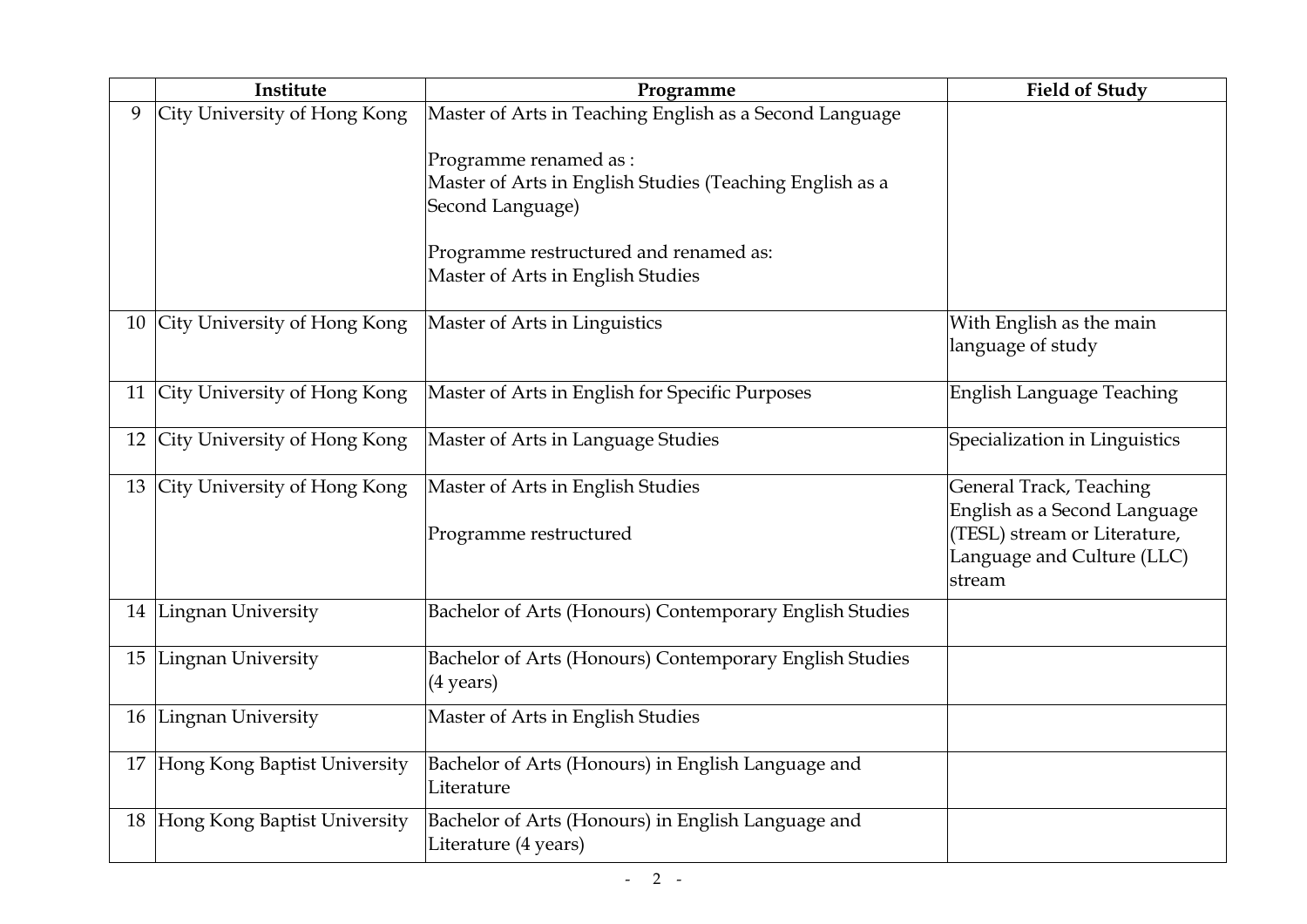| | Institute | Programme | Field of Study |
|---|---|---|---|
| 9 | City University of Hong Kong | Master of Arts in Teaching English as a Second Language<br><br>Programme renamed as :<br>Master of Arts in English Studies (Teaching English as a Second Language)<br><br>Programme restructured and renamed as:<br>Master of Arts in English Studies | |
| 10 | City University of Hong Kong | Master of Arts in Linguistics | With English as the main language of study |
| 11 | City University of Hong Kong | Master of Arts in English for Specific Purposes | English Language Teaching |
| 12 | City University of Hong Kong | Master of Arts in Language Studies | Specialization in Linguistics |
| 13 | City University of Hong Kong | Master of Arts in English Studies<br><br>Programme restructured | General Track, Teaching English as a Second Language (TESL) stream or Literature, Language and Culture (LLC) stream |
| 14 | Lingnan University | Bachelor of Arts (Honours) Contemporary English Studies | |
| 15 | Lingnan University | Bachelor of Arts (Honours) Contemporary English Studies (4 years) | |
| 16 | Lingnan University | Master of Arts in English Studies | |
| 17 | Hong Kong Baptist University | Bachelor of Arts (Honours) in English Language and Literature | |
| 18 | Hong Kong Baptist University | Bachelor of Arts (Honours) in English Language and Literature (4 years) | |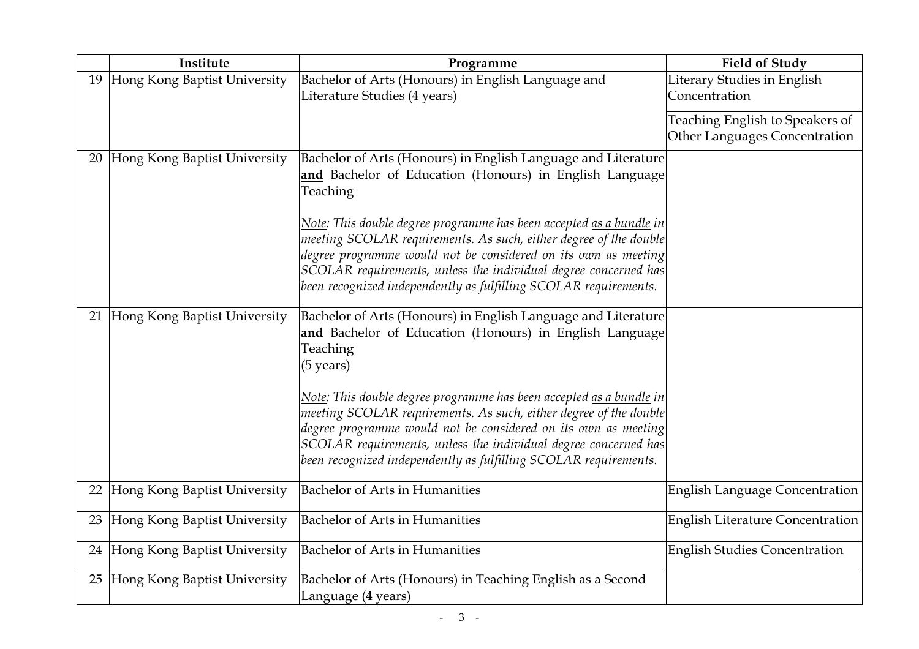| | Institute | Programme | Field of Study |
|---|---|---|---|
| 19 | Hong Kong Baptist University | Bachelor of Arts (Honours) in English Language and Literature Studies (4 years) | Literary Studies in English Concentration |
| | | | Teaching English to Speakers of Other Languages Concentration |
| 20 | Hong Kong Baptist University | Bachelor of Arts (Honours) in English Language and Literature **and** Bachelor of Education (Honours) in English Language Teaching<br><br>*Note: This double degree programme has been accepted as a bundle in meeting SCOLAR requirements. As such, either degree of the double degree programme would not be considered on its own as meeting SCOLAR requirements, unless the individual degree concerned has been recognized independently as fulfilling SCOLAR requirements.* | |
| 21 | Hong Kong Baptist University | Bachelor of Arts (Honours) in English Language and Literature **and** Bachelor of Education (Honours) in English Language Teaching<br>(5 years)<br><br>*Note: This double degree programme has been accepted as a bundle in meeting SCOLAR requirements. As such, either degree of the double degree programme would not be considered on its own as meeting SCOLAR requirements, unless the individual degree concerned has been recognized independently as fulfilling SCOLAR requirements.* | |
| 22 | Hong Kong Baptist University | Bachelor of Arts in Humanities | English Language Concentration |
| 23 | Hong Kong Baptist University | Bachelor of Arts in Humanities | English Literature Concentration |
| 24 | Hong Kong Baptist University | Bachelor of Arts in Humanities | English Studies Concentration |
| 25 | Hong Kong Baptist University | Bachelor of Arts (Honours) in Teaching English as a Second Language (4 years) | |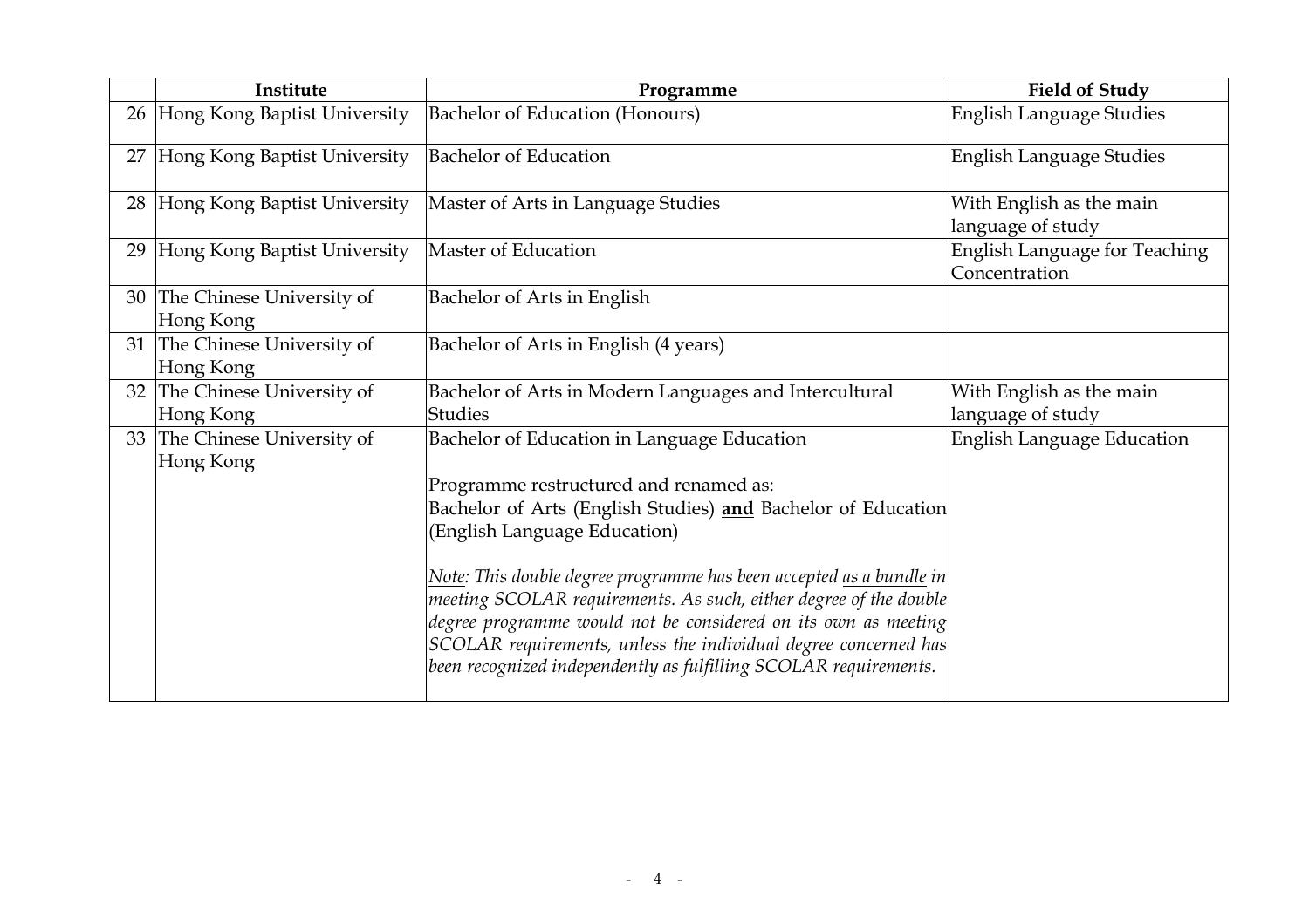|  | Institute | Programme | Field of Study |
|---|---|---|---|
| 26 | Hong Kong Baptist University | Bachelor of Education (Honours) | English Language Studies |
| 27 | Hong Kong Baptist University | Bachelor of Education | English Language Studies |
| 28 | Hong Kong Baptist University | Master of Arts in Language Studies | With English as the main language of study |
| 29 | Hong Kong Baptist University | Master of Education | English Language for Teaching Concentration |
| 30 | The Chinese University of Hong Kong | Bachelor of Arts in English | |
| 31 | The Chinese University of Hong Kong | Bachelor of Arts in English (4 years) | |
| 32 | The Chinese University of Hong Kong | Bachelor of Arts in Modern Languages and Intercultural Studies | With English as the main language of study |
| 33 | The Chinese University of Hong Kong | Bachelor of Education in Language Education<br><br>Programme restructured and renamed as:<br>Bachelor of Arts (English Studies) **and** Bachelor of Education (English Language Education)<br><br>*Note: This double degree programme has been accepted as a bundle in meeting SCOLAR requirements. As such, either degree of the double degree programme would not be considered on its own as meeting SCOLAR requirements, unless the individual degree concerned has been recognized independently as fulfilling SCOLAR requirements.* | English Language Education |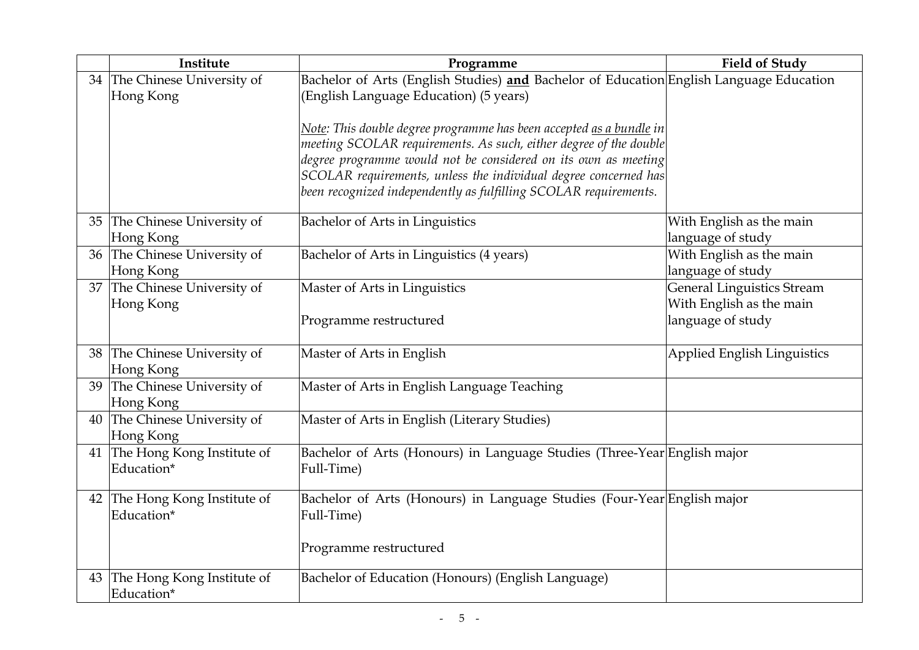| | Institute | Programme | Field of Study |
|---|---|---|---|
| 34 | The Chinese University of Hong Kong | Bachelor of Arts (English Studies) **<u>and</u>** Bachelor of Education (English Language Education) (5 years)<br><br>*<u>Note</u>: This double degree programme has been accepted <u>as a bundle</u> in meeting SCOLAR requirements. As such, either degree of the double degree programme would not be considered on its own as meeting SCOLAR requirements, unless the individual degree concerned has been recognized independently as fulfilling SCOLAR requirements.* | English Language Education |
| 35 | The Chinese University of Hong Kong | Bachelor of Arts in Linguistics | With English as the main language of study |
| 36 | The Chinese University of Hong Kong | Bachelor of Arts in Linguistics (4 years) | With English as the main language of study |
| 37 | The Chinese University of Hong Kong | Master of Arts in Linguistics<br><br>Programme restructured | General Linguistics Stream With English as the main language of study |
| 38 | The Chinese University of Hong Kong | Master of Arts in English | Applied English Linguistics |
| 39 | The Chinese University of Hong Kong | Master of Arts in English Language Teaching | |
| 40 | The Chinese University of Hong Kong | Master of Arts in English (Literary Studies) | |
| 41 | The Hong Kong Institute of Education* | Bachelor of Arts (Honours) in Language Studies (Three-Year Full-Time) | English major |
| 42 | The Hong Kong Institute of Education* | Bachelor of Arts (Honours) in Language Studies (Four-Year Full-Time)<br><br>Programme restructured | English major |
| 43 | The Hong Kong Institute of Education* | Bachelor of Education (Honours) (English Language) | |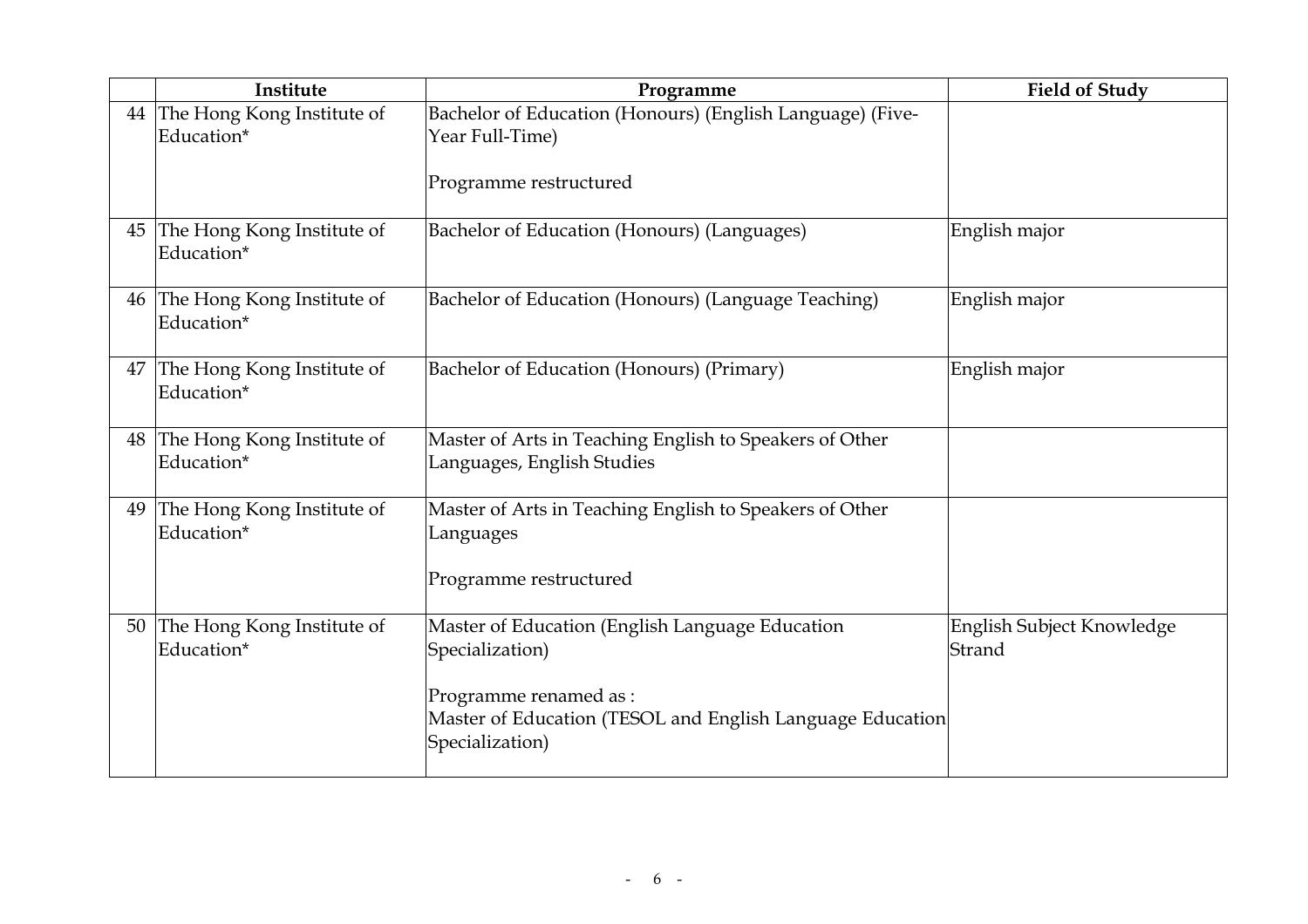| | Institute | Programme | Field of Study |
|---|---|---|---|
| 44 | The Hong Kong Institute of Education* | Bachelor of Education (Honours) (English Language) (Five-Year Full-Time)<br><br>Programme restructured | |
| 45 | The Hong Kong Institute of Education* | Bachelor of Education (Honours) (Languages) | English major |
| 46 | The Hong Kong Institute of Education* | Bachelor of Education (Honours) (Language Teaching) | English major |
| 47 | The Hong Kong Institute of Education* | Bachelor of Education (Honours) (Primary) | English major |
| 48 | The Hong Kong Institute of Education* | Master of Arts in Teaching English to Speakers of Other Languages, English Studies | |
| 49 | The Hong Kong Institute of Education* | Master of Arts in Teaching English to Speakers of Other Languages<br><br>Programme restructured | |
| 50 | The Hong Kong Institute of Education* | Master of Education (English Language Education Specialization)<br><br>Programme renamed as :<br>Master of Education (TESOL and English Language Education Specialization) | English Subject Knowledge Strand |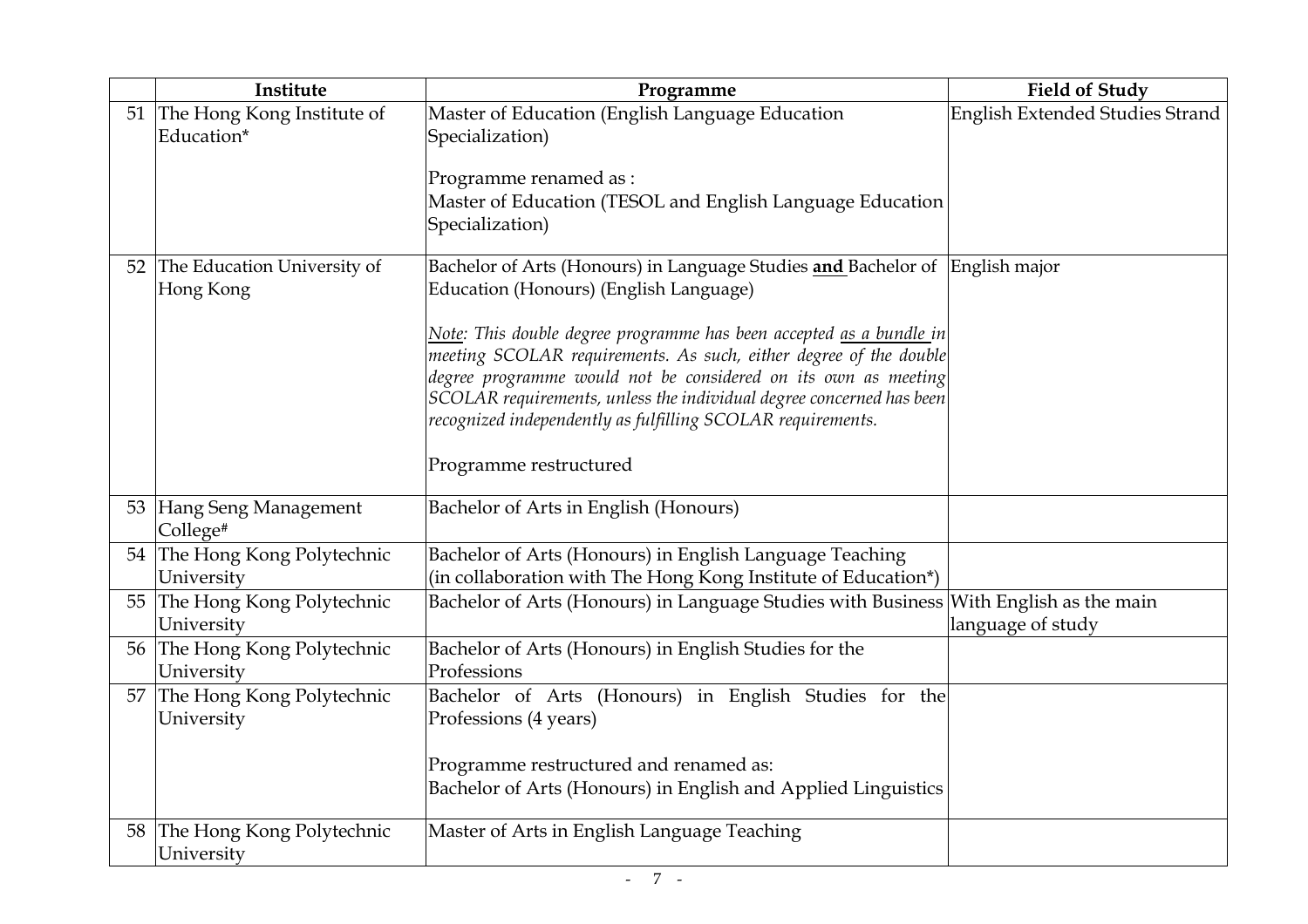|  | Institute | Programme | Field of Study |
|---|---|---|---|
| 51 | The Hong Kong Institute of Education* | Master of Education (English Language Education Specialization)<br><br>Programme renamed as :<br>Master of Education (TESOL and English Language Education Specialization) | English Extended Studies Strand |
| 52 | The Education University of Hong Kong | Bachelor of Arts (Honours) in Language Studies **and** Bachelor of Education (Honours) (English Language)<br><br>*Note: This double degree programme has been accepted as a bundle in meeting SCOLAR requirements. As such, either degree of the double degree programme would not be considered on its own as meeting SCOLAR requirements, unless the individual degree concerned has been recognized independently as fulfilling SCOLAR requirements.*<br><br>Programme restructured | English major |
| 53 | Hang Seng Management College# | Bachelor of Arts in English (Honours) |  |
| 54 | The Hong Kong Polytechnic University | Bachelor of Arts (Honours) in English Language Teaching (in collaboration with The Hong Kong Institute of Education*) |  |
| 55 | The Hong Kong Polytechnic University | Bachelor of Arts (Honours) in Language Studies with Business | With English as the main language of study |
| 56 | The Hong Kong Polytechnic University | Bachelor of Arts (Honours) in English Studies for the Professions |  |
| 57 | The Hong Kong Polytechnic University | Bachelor of Arts (Honours) in English Studies for the Professions (4 years)<br><br>Programme restructured and renamed as:<br>Bachelor of Arts (Honours) in English and Applied Linguistics |  |
| 58 | The Hong Kong Polytechnic University | Master of Arts in English Language Teaching |  |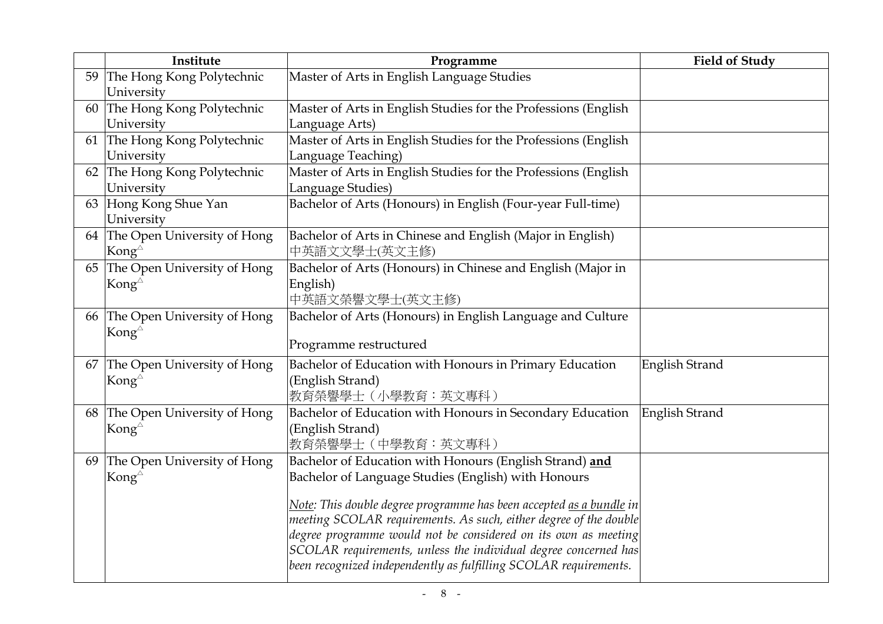| | Institute | Programme | Field of Study |
|---|---|---|---|
| 59 | The Hong Kong Polytechnic University | Master of Arts in English Language Studies | |
| 60 | The Hong Kong Polytechnic University | Master of Arts in English Studies for the Professions (English Language Arts) | |
| 61 | The Hong Kong Polytechnic University | Master of Arts in English Studies for the Professions (English Language Teaching) | |
| 62 | The Hong Kong Polytechnic University | Master of Arts in English Studies for the Professions (English Language Studies) | |
| 63 | Hong Kong Shue Yan University | Bachelor of Arts (Honours) in English (Four-year Full-time) | |
| 64 | The Open University of Hong Kong△ | Bachelor of Arts in Chinese and English (Major in English)<br>中英語文文學士(英文主修) | |
| 65 | The Open University of Hong Kong△ | Bachelor of Arts (Honours) in Chinese and English (Major in English)<br>中英語文榮譽文學士(英文主修) | |
| 66 | The Open University of Hong Kong△ | Bachelor of Arts (Honours) in English Language and Culture<br><br>Programme restructured | |
| 67 | The Open University of Hong Kong△ | Bachelor of Education with Honours in Primary Education (English Strand)<br>教育榮譽學士（小學教育：英文專科） | English Strand |
| 68 | The Open University of Hong Kong△ | Bachelor of Education with Honours in Secondary Education (English Strand)<br>教育榮譽學士（中學教育：英文專科） | English Strand |
| 69 | The Open University of Hong Kong△ | Bachelor of Education with Honours (English Strand) **<u>and</u>** Bachelor of Language Studies (English) with Honours<br><br>*<u>Note</u>: This double degree programme has been accepted <u>as a bundle</u> in meeting SCOLAR requirements. As such, either degree of the double degree programme would not be considered on its own as meeting SCOLAR requirements, unless the individual degree concerned has been recognized independently as fulfilling SCOLAR requirements.* | |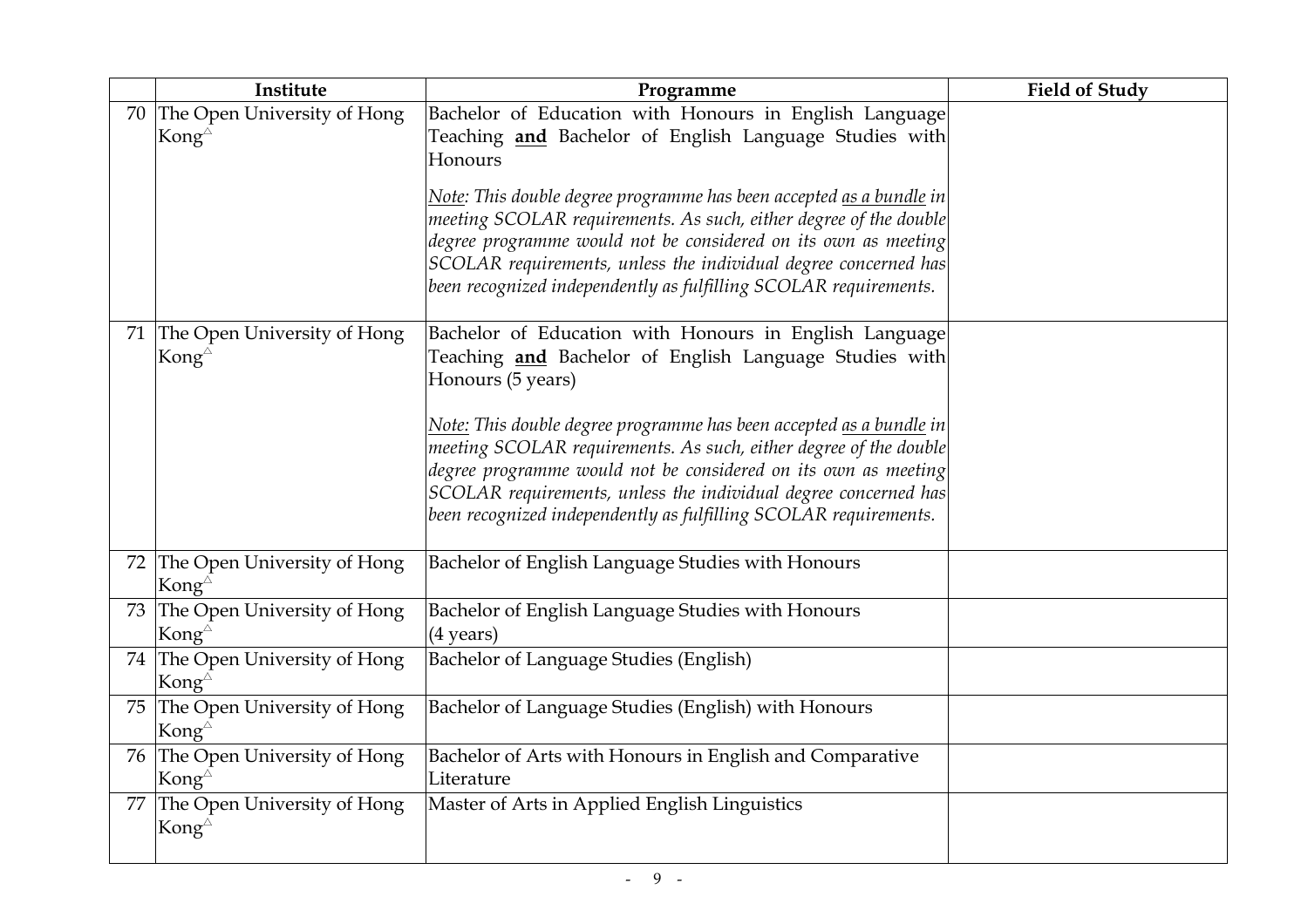| | Institute | Programme | Field of Study |
|---|---|---|---|
| 70 | The Open University of Hong Kong△ | Bachelor of Education with Honours in English Language Teaching **and** Bachelor of English Language Studies with Honours<br><br>*Note: This double degree programme has been accepted as a bundle in meeting SCOLAR requirements. As such, either degree of the double degree programme would not be considered on its own as meeting SCOLAR requirements, unless the individual degree concerned has been recognized independently as fulfilling SCOLAR requirements.* | |
| 71 | The Open University of Hong Kong△ | Bachelor of Education with Honours in English Language Teaching **and** Bachelor of English Language Studies with Honours (5 years)<br><br>*Note: This double degree programme has been accepted as a bundle in meeting SCOLAR requirements. As such, either degree of the double degree programme would not be considered on its own as meeting SCOLAR requirements, unless the individual degree concerned has been recognized independently as fulfilling SCOLAR requirements.* | |
| 72 | The Open University of Hong Kong△ | Bachelor of English Language Studies with Honours | |
| 73 | The Open University of Hong Kong△ | Bachelor of English Language Studies with Honours (4 years) | |
| 74 | The Open University of Hong Kong△ | Bachelor of Language Studies (English) | |
| 75 | The Open University of Hong Kong△ | Bachelor of Language Studies (English) with Honours | |
| 76 | The Open University of Hong Kong△ | Bachelor of Arts with Honours in English and Comparative Literature | |
| 77 | The Open University of Hong Kong△ | Master of Arts in Applied English Linguistics | |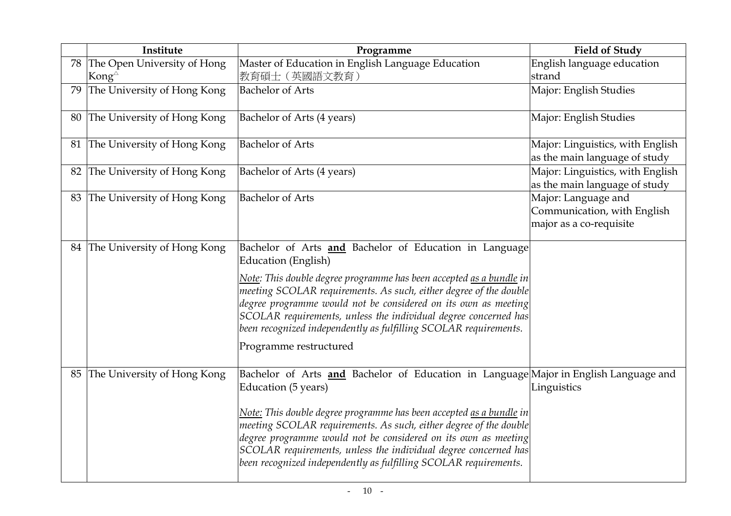| | Institute | Programme | Field of Study |
|---|---|---|---|
| 78 | The Open University of Hong Kong△ | Master of Education in English Language Education<br>教育碩士（英國語文教育） | English language education strand |
| 79 | The University of Hong Kong | Bachelor of Arts | Major: English Studies |
| 80 | The University of Hong Kong | Bachelor of Arts (4 years) | Major: English Studies |
| 81 | The University of Hong Kong | Bachelor of Arts | Major: Linguistics, with English as the main language of study |
| 82 | The University of Hong Kong | Bachelor of Arts (4 years) | Major: Linguistics, with English as the main language of study |
| 83 | The University of Hong Kong | Bachelor of Arts | Major: Language and Communication, with English major as a co-requisite |
| 84 | The University of Hong Kong | Bachelor of Arts **and** Bachelor of Education in Language Education (English)<br><br>*Note: This double degree programme has been accepted as a bundle in meeting SCOLAR requirements. As such, either degree of the double degree programme would not be considered on its own as meeting SCOLAR requirements, unless the individual degree concerned has been recognized independently as fulfilling SCOLAR requirements.*<br><br>Programme restructured | |
| 85 | The University of Hong Kong | Bachelor of Arts **and** Bachelor of Education in Language Education (5 years)<br><br>*Note: This double degree programme has been accepted as a bundle in meeting SCOLAR requirements. As such, either degree of the double degree programme would not be considered on its own as meeting SCOLAR requirements, unless the individual degree concerned has been recognized independently as fulfilling SCOLAR requirements.* | Major in English Language and Linguistics |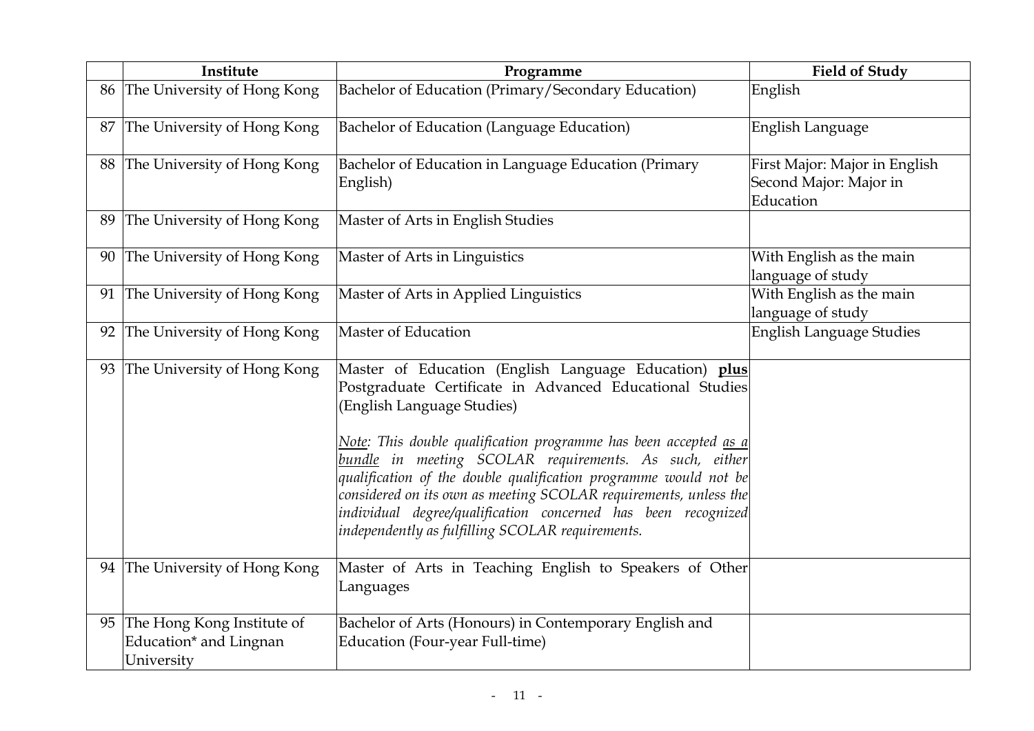| | Institute | Programme | Field of Study |
|---|---|---|---|
| 86 | The University of Hong Kong | Bachelor of Education (Primary/Secondary Education) | English |
| 87 | The University of Hong Kong | Bachelor of Education (Language Education) | English Language |
| 88 | The University of Hong Kong | Bachelor of Education in Language Education (Primary English) | First Major: Major in English<br>Second Major: Major in Education |
| 89 | The University of Hong Kong | Master of Arts in English Studies | |
| 90 | The University of Hong Kong | Master of Arts in Linguistics | With English as the main language of study |
| 91 | The University of Hong Kong | Master of Arts in Applied Linguistics | With English as the main language of study |
| 92 | The University of Hong Kong | Master of Education | English Language Studies |
| 93 | The University of Hong Kong | Master of Education (English Language Education) **plus** Postgraduate Certificate in Advanced Educational Studies (English Language Studies)<br><br>*Note: This double qualification programme has been accepted as a bundle in meeting SCOLAR requirements. As such, either qualification of the double qualification programme would not be considered on its own as meeting SCOLAR requirements, unless the individual degree/qualification concerned has been recognized independently as fulfilling SCOLAR requirements.* | |
| 94 | The University of Hong Kong | Master of Arts in Teaching English to Speakers of Other Languages | |
| 95 | The Hong Kong Institute of Education* and Lingnan University | Bachelor of Arts (Honours) in Contemporary English and Education (Four-year Full-time) | |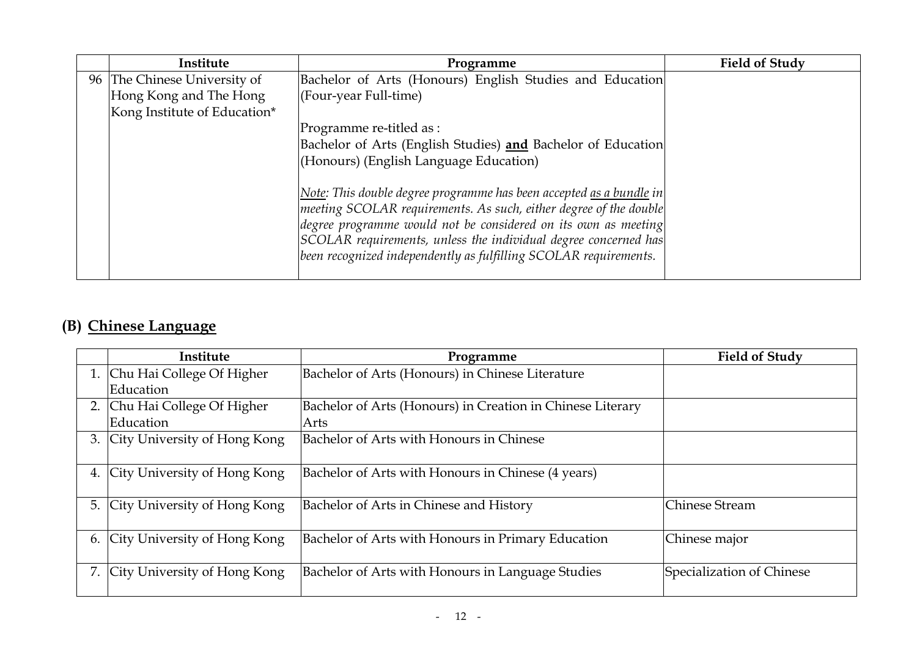| | Institute | Programme | Field of Study |
|---|---|---|---|
| 96 | The Chinese University of Hong Kong and The Hong Kong Institute of Education* | Bachelor of Arts (Honours) English Studies and Education (Four-year Full-time)<br><br>Programme re-titled as :<br>Bachelor of Arts (English Studies) **and** Bachelor of Education (Honours) (English Language Education)<br><br>*Note: This double degree programme has been accepted as a bundle in meeting SCOLAR requirements. As such, either degree of the double degree programme would not be considered on its own as meeting SCOLAR requirements, unless the individual degree concerned has been recognized independently as fulfilling SCOLAR requirements.* | |

## (B) Chinese Language

| | Institute | Programme | Field of Study |
|---|---|---|---|
| 1. | Chu Hai College Of Higher Education | Bachelor of Arts (Honours) in Chinese Literature | |
| 2. | Chu Hai College Of Higher Education | Bachelor of Arts (Honours) in Creation in Chinese Literary Arts | |
| 3. | City University of Hong Kong | Bachelor of Arts with Honours in Chinese | |
| 4. | City University of Hong Kong | Bachelor of Arts with Honours in Chinese (4 years) | |
| 5. | City University of Hong Kong | Bachelor of Arts in Chinese and History | Chinese Stream |
| 6. | City University of Hong Kong | Bachelor of Arts with Honours in Primary Education | Chinese major |
| 7. | City University of Hong Kong | Bachelor of Arts with Honours in Language Studies | Specialization of Chinese |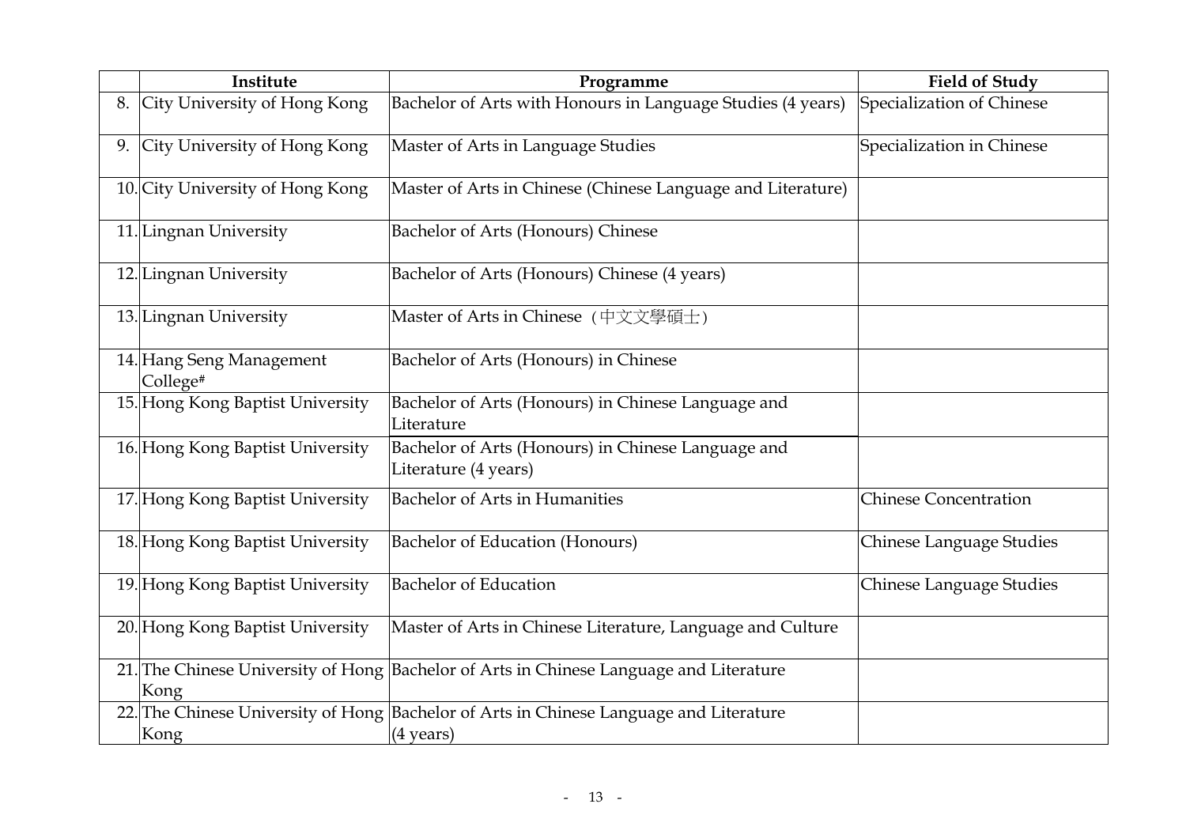| | Institute | Programme | Field of Study |
|---|---|---|---|
| 8. | City University of Hong Kong | Bachelor of Arts with Honours in Language Studies (4 years) | Specialization of Chinese |
| 9. | City University of Hong Kong | Master of Arts in Language Studies | Specialization in Chinese |
| 10. | City University of Hong Kong | Master of Arts in Chinese (Chinese Language and Literature) | |
| 11. | Lingnan University | Bachelor of Arts (Honours) Chinese | |
| 12. | Lingnan University | Bachelor of Arts (Honours) Chinese (4 years) | |
| 13. | Lingnan University | Master of Arts in Chinese（中文文學碩士） | |
| 14. | Hang Seng Management College# | Bachelor of Arts (Honours) in Chinese | |
| 15. | Hong Kong Baptist University | Bachelor of Arts (Honours) in Chinese Language and Literature | |
| 16. | Hong Kong Baptist University | Bachelor of Arts (Honours) in Chinese Language and Literature (4 years) | |
| 17. | Hong Kong Baptist University | Bachelor of Arts in Humanities | Chinese Concentration |
| 18. | Hong Kong Baptist University | Bachelor of Education (Honours) | Chinese Language Studies |
| 19. | Hong Kong Baptist University | Bachelor of Education | Chinese Language Studies |
| 20. | Hong Kong Baptist University | Master of Arts in Chinese Literature, Language and Culture | |
| 21. | The Chinese University of Hong Kong | Bachelor of Arts in Chinese Language and Literature | |
| 22. | The Chinese University of Hong Kong | Bachelor of Arts in Chinese Language and Literature (4 years) | |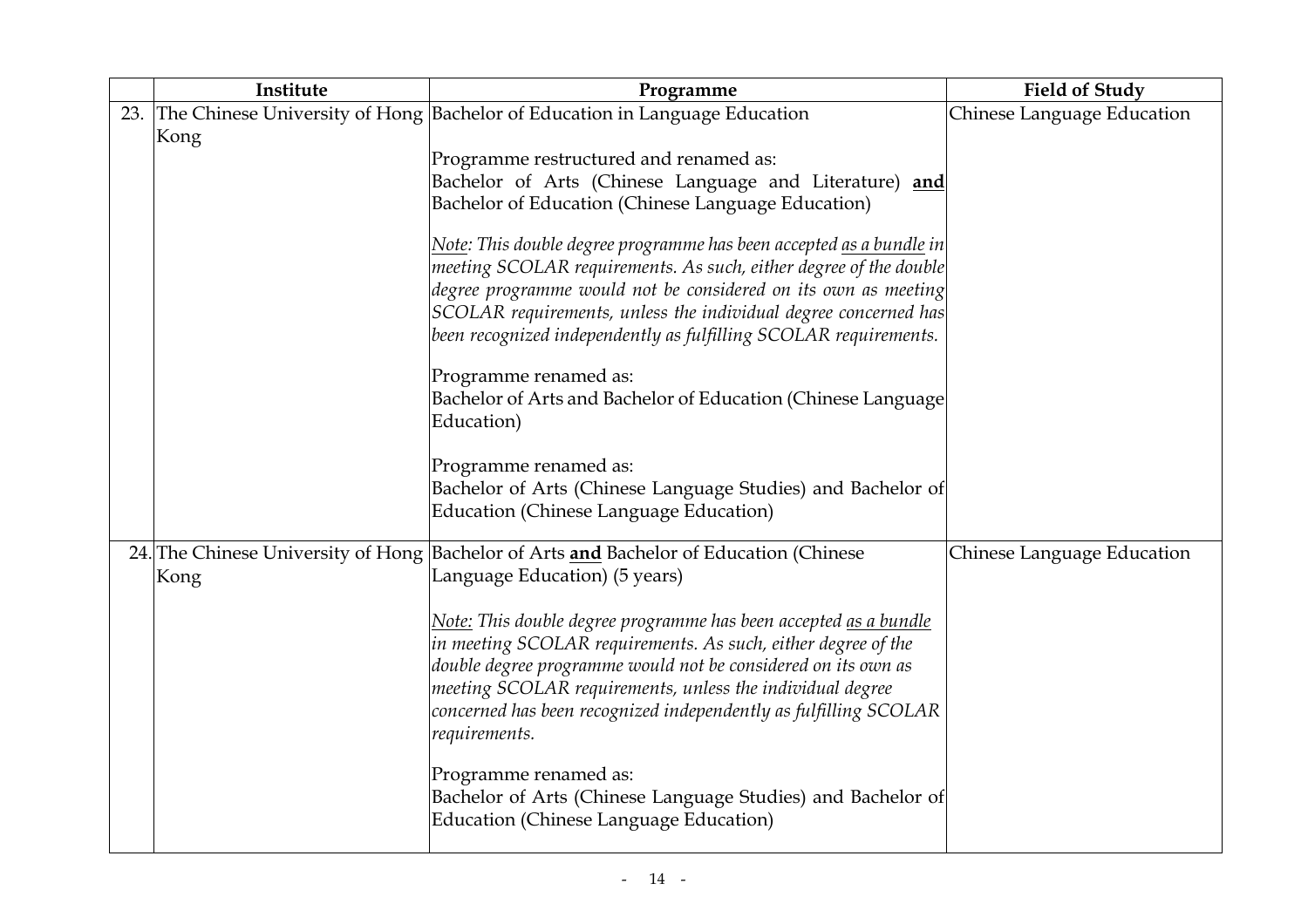| | Institute | Programme | Field of Study |
|---|---|---|---|
| 23. | The Chinese University of Hong Kong | Bachelor of Education in Language Education<br><br>Programme restructured and renamed as:<br>Bachelor of Arts (Chinese Language and Literature) **<u>and</u>** Bachelor of Education (Chinese Language Education)<br><br>*<u>Note</u>: This double degree programme has been accepted <u>as a bundle</u> in meeting SCOLAR requirements. As such, either degree of the double degree programme would not be considered on its own as meeting SCOLAR requirements, unless the individual degree concerned has been recognized independently as fulfilling SCOLAR requirements.*<br><br>Programme renamed as:<br>Bachelor of Arts and Bachelor of Education (Chinese Language Education)<br><br>Programme renamed as:<br>Bachelor of Arts (Chinese Language Studies) and Bachelor of Education (Chinese Language Education) | Chinese Language Education |
| 24. | The Chinese University of Hong Kong | Bachelor of Arts **<u>and</u>** Bachelor of Education (Chinese Language Education) (5 years)<br><br>*<u>Note:</u> This double degree programme has been accepted <u>as a bundle</u> in meeting SCOLAR requirements. As such, either degree of the double degree programme would not be considered on its own as meeting SCOLAR requirements, unless the individual degree concerned has been recognized independently as fulfilling SCOLAR requirements.*<br><br>Programme renamed as:<br>Bachelor of Arts (Chinese Language Studies) and Bachelor of Education (Chinese Language Education) | Chinese Language Education |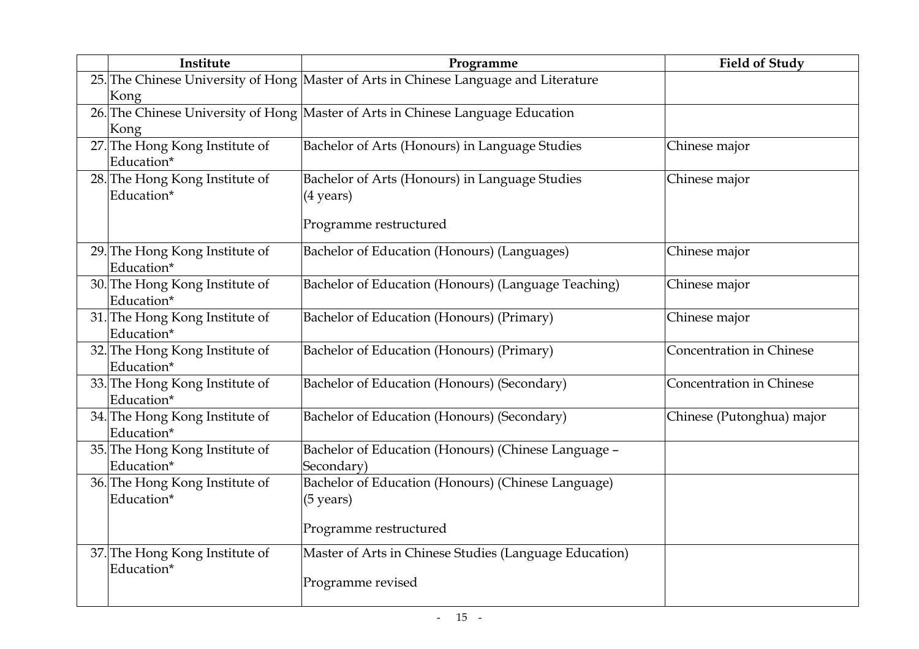| | Institute | Programme | Field of Study |
|---|---|---|---|
| 25. | The Chinese University of Hong Kong | Master of Arts in Chinese Language and Literature | |
| 26. | The Chinese University of Hong Kong | Master of Arts in Chinese Language Education | |
| 27. | The Hong Kong Institute of Education* | Bachelor of Arts (Honours) in Language Studies | Chinese major |
| 28. | The Hong Kong Institute of Education* | Bachelor of Arts (Honours) in Language Studies (4 years)<br><br>Programme restructured | Chinese major |
| 29. | The Hong Kong Institute of Education* | Bachelor of Education (Honours) (Languages) | Chinese major |
| 30. | The Hong Kong Institute of Education* | Bachelor of Education (Honours) (Language Teaching) | Chinese major |
| 31. | The Hong Kong Institute of Education* | Bachelor of Education (Honours) (Primary) | Chinese major |
| 32. | The Hong Kong Institute of Education* | Bachelor of Education (Honours) (Primary) | Concentration in Chinese |
| 33. | The Hong Kong Institute of Education* | Bachelor of Education (Honours) (Secondary) | Concentration in Chinese |
| 34. | The Hong Kong Institute of Education* | Bachelor of Education (Honours) (Secondary) | Chinese (Putonghua) major |
| 35. | The Hong Kong Institute of Education* | Bachelor of Education (Honours) (Chinese Language – Secondary) | |
| 36. | The Hong Kong Institute of Education* | Bachelor of Education (Honours) (Chinese Language) (5 years)<br><br>Programme restructured | |
| 37. | The Hong Kong Institute of Education* | Master of Arts in Chinese Studies (Language Education)<br><br>Programme revised | |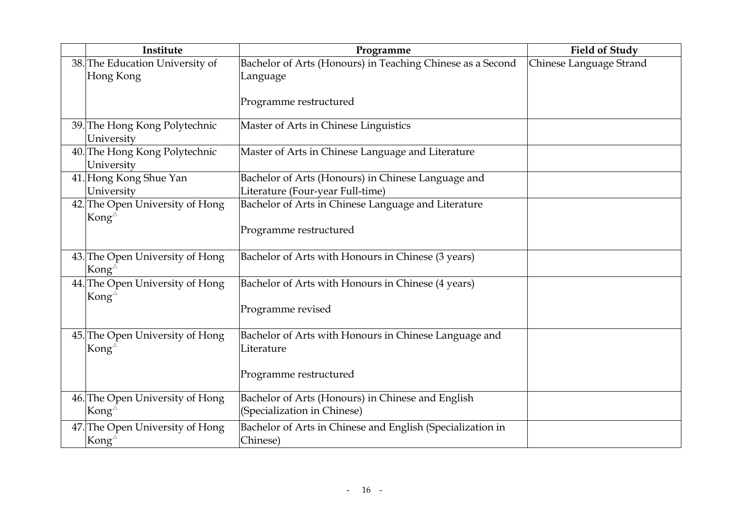| | Institute | Programme | Field of Study |
|---|---|---|---|
| 38. | The Education University of Hong Kong | Bachelor of Arts (Honours) in Teaching Chinese as a Second Language<br><br>Programme restructured | Chinese Language Strand |
| 39. | The Hong Kong Polytechnic University | Master of Arts in Chinese Linguistics | |
| 40. | The Hong Kong Polytechnic University | Master of Arts in Chinese Language and Literature | |
| 41. | Hong Kong Shue Yan University | Bachelor of Arts (Honours) in Chinese Language and Literature (Four-year Full-time) | |
| 42. | The Open University of Hong Kong△ | Bachelor of Arts in Chinese Language and Literature<br><br>Programme restructured | |
| 43. | The Open University of Hong Kong△ | Bachelor of Arts with Honours in Chinese (3 years) | |
| 44. | The Open University of Hong Kong△ | Bachelor of Arts with Honours in Chinese (4 years)<br><br>Programme revised | |
| 45. | The Open University of Hong Kong△ | Bachelor of Arts with Honours in Chinese Language and Literature<br><br>Programme restructured | |
| 46. | The Open University of Hong Kong△ | Bachelor of Arts (Honours) in Chinese and English (Specialization in Chinese) | |
| 47. | The Open University of Hong Kong△ | Bachelor of Arts in Chinese and English (Specialization in Chinese) | |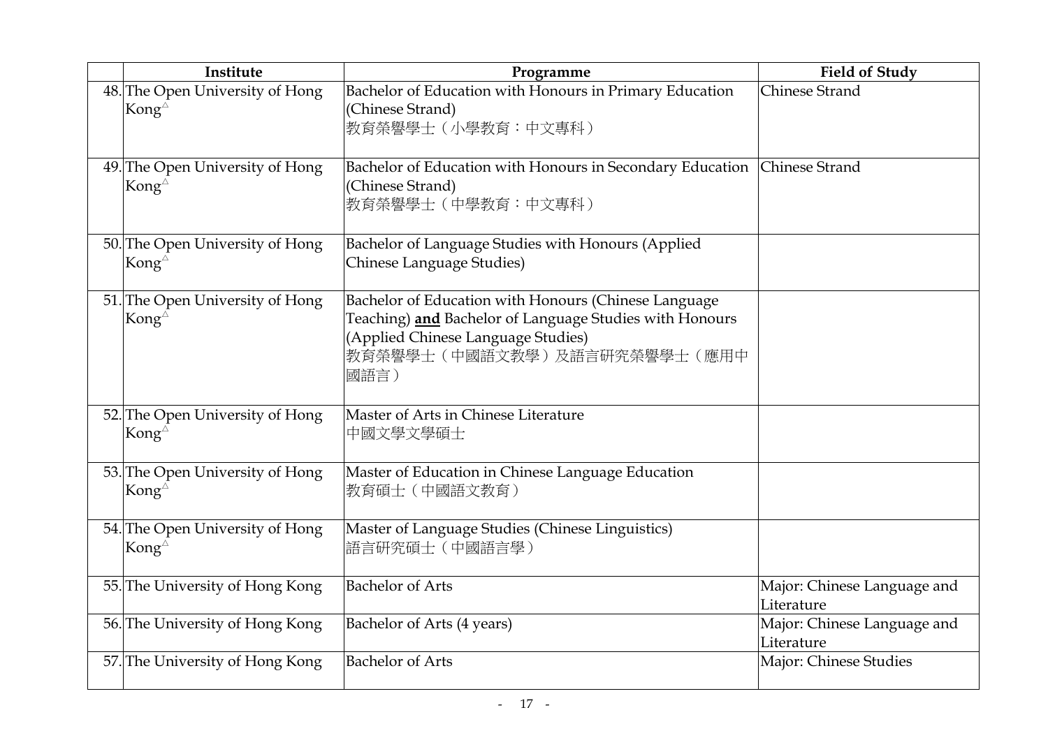| | Institute | Programme | Field of Study |
|---|---|---|---|
| 48. | The Open University of Hong Kong△ | Bachelor of Education with Honours in Primary Education (Chinese Strand)<br>教育榮譽學士（小學教育：中文專科） | Chinese Strand |
| 49. | The Open University of Hong Kong△ | Bachelor of Education with Honours in Secondary Education (Chinese Strand)<br>教育榮譽學士（中學教育：中文專科） | Chinese Strand |
| 50. | The Open University of Hong Kong△ | Bachelor of Language Studies with Honours (Applied Chinese Language Studies) | |
| 51. | The Open University of Hong Kong△ | Bachelor of Education with Honours (Chinese Language Teaching) **and** Bachelor of Language Studies with Honours (Applied Chinese Language Studies)<br>教育榮譽學士（中國語文教學）及語言研究榮譽學士（應用中國語言） | |
| 52. | The Open University of Hong Kong△ | Master of Arts in Chinese Literature<br>中國文學文學碩士 | |
| 53. | The Open University of Hong Kong△ | Master of Education in Chinese Language Education<br>教育碩士（中國語文教育） | |
| 54. | The Open University of Hong Kong△ | Master of Language Studies (Chinese Linguistics)<br>語言研究碩士（中國語言學） | |
| 55. | The University of Hong Kong | Bachelor of Arts | Major: Chinese Language and Literature |
| 56. | The University of Hong Kong | Bachelor of Arts (4 years) | Major: Chinese Language and Literature |
| 57. | The University of Hong Kong | Bachelor of Arts | Major: Chinese Studies |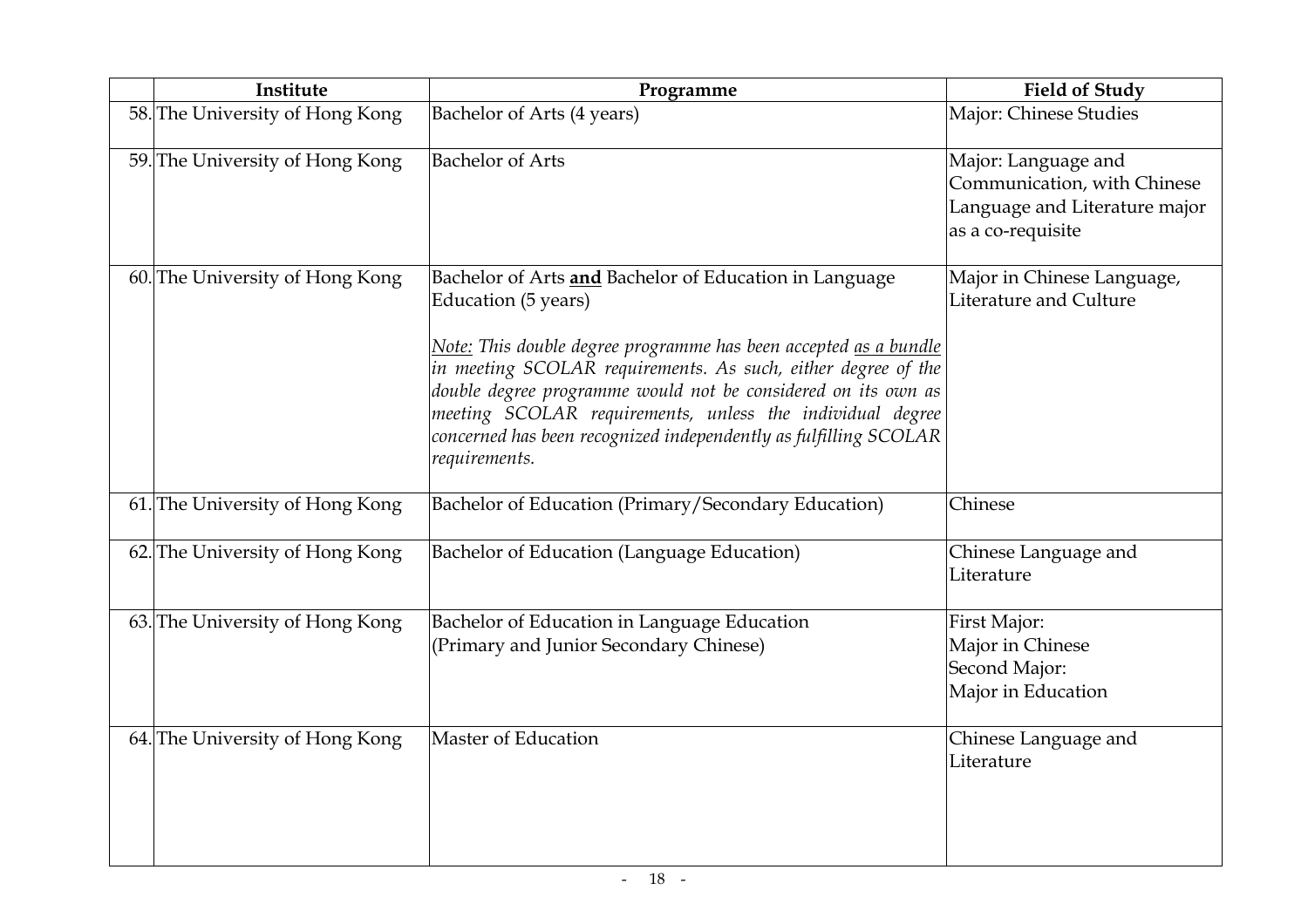|  | Institute | Programme | Field of Study |
|---|---|---|---|
| 58. | The University of Hong Kong | Bachelor of Arts (4 years) | Major: Chinese Studies |
| 59. | The University of Hong Kong | Bachelor of Arts | Major: Language and Communication, with Chinese Language and Literature major as a co-requisite |
| 60. | The University of Hong Kong | Bachelor of Arts **and** Bachelor of Education in Language Education (5 years)<br><br>*Note: This double degree programme has been accepted as a bundle in meeting SCOLAR requirements. As such, either degree of the double degree programme would not be considered on its own as meeting SCOLAR requirements, unless the individual degree concerned has been recognized independently as fulfilling SCOLAR requirements.* | Major in Chinese Language, Literature and Culture |
| 61. | The University of Hong Kong | Bachelor of Education (Primary/Secondary Education) | Chinese |
| 62. | The University of Hong Kong | Bachelor of Education (Language Education) | Chinese Language and Literature |
| 63. | The University of Hong Kong | Bachelor of Education in Language Education (Primary and Junior Secondary Chinese) | First Major:<br>Major in Chinese<br>Second Major:<br>Major in Education |
| 64. | The University of Hong Kong | Master of Education | Chinese Language and Literature |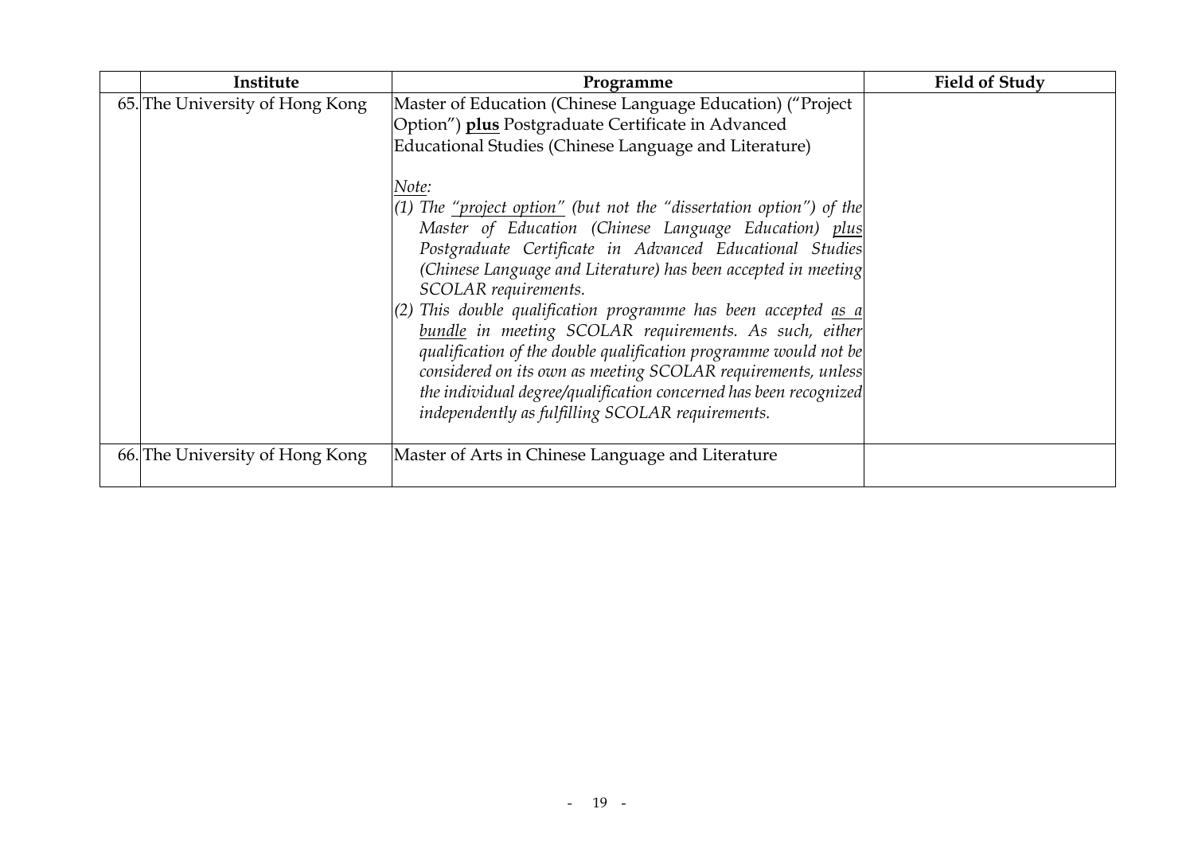| | Institute | Programme | Field of Study |
|---|---|---|---|
| 65. | The University of Hong Kong | Master of Education (Chinese Language Education) ("Project Option") **plus** Postgraduate Certificate in Advanced Educational Studies (Chinese Language and Literature)<br><br>*Note:*<br>*(1) The "project option" (but not the "dissertation option") of the Master of Education (Chinese Language Education) plus Postgraduate Certificate in Advanced Educational Studies (Chinese Language and Literature) has been accepted in meeting SCOLAR requirements.*<br>*(2) This double qualification programme has been accepted as a bundle in meeting SCOLAR requirements. As such, either qualification of the double qualification programme would not be considered on its own as meeting SCOLAR requirements, unless the individual degree/qualification concerned has been recognized independently as fulfilling SCOLAR requirements.* | |
| 66. | The University of Hong Kong | Master of Arts in Chinese Language and Literature | |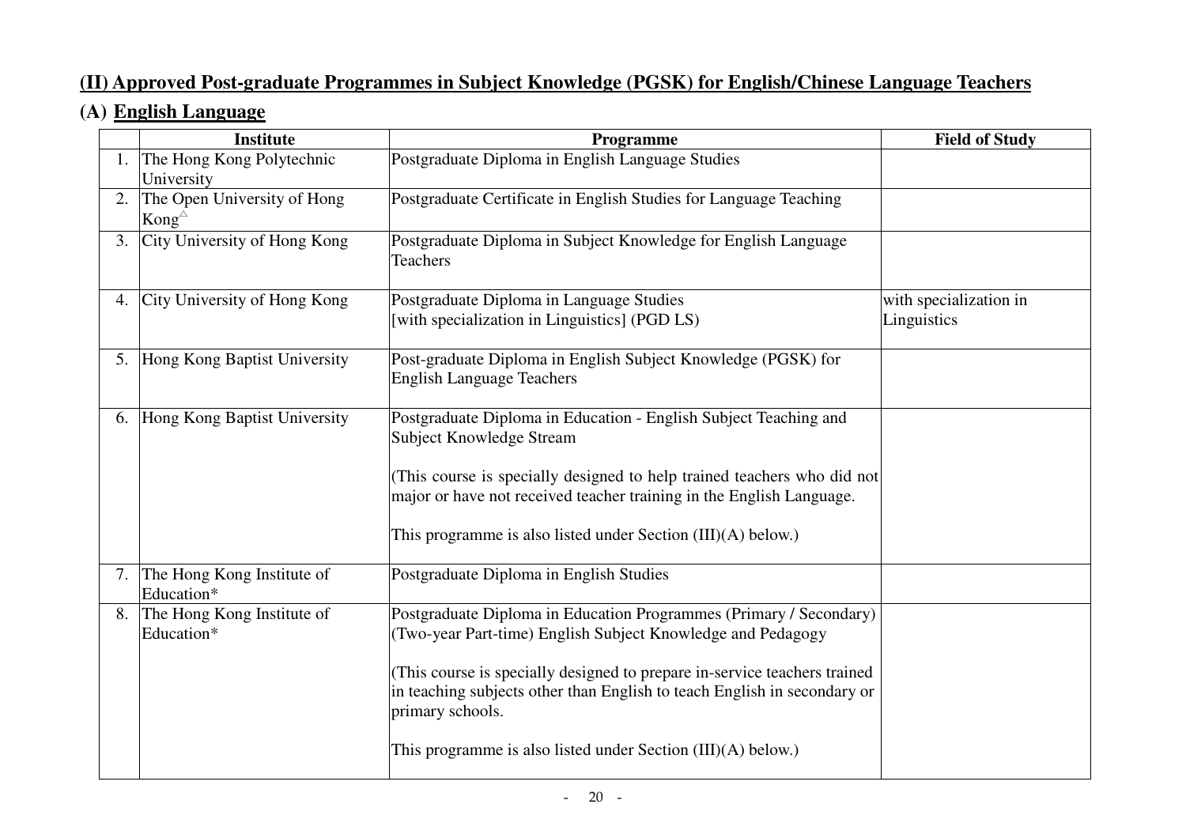## (II) Approved Post-graduate Programmes in Subject Knowledge (PGSK) for English/Chinese Language Teachers

### (A) English Language

| | Institute | Programme | Field of Study |
|---|---|---|---|
| 1. | The Hong Kong Polytechnic University | Postgraduate Diploma in English Language Studies | |
| 2. | The Open University of Hong Kong△ | Postgraduate Certificate in English Studies for Language Teaching | |
| 3. | City University of Hong Kong | Postgraduate Diploma in Subject Knowledge for English Language Teachers | |
| 4. | City University of Hong Kong | Postgraduate Diploma in Language Studies [with specialization in Linguistics] (PGD LS) | with specialization in Linguistics |
| 5. | Hong Kong Baptist University | Post-graduate Diploma in English Subject Knowledge (PGSK) for English Language Teachers | |
| 6. | Hong Kong Baptist University | Postgraduate Diploma in Education - English Subject Teaching and Subject Knowledge Stream<br><br>(This course is specially designed to help trained teachers who did not major or have not received teacher training in the English Language.<br><br>This programme is also listed under Section (III)(A) below.) | |
| 7. | The Hong Kong Institute of Education* | Postgraduate Diploma in English Studies | |
| 8. | The Hong Kong Institute of Education* | Postgraduate Diploma in Education Programmes (Primary / Secondary) (Two-year Part-time) English Subject Knowledge and Pedagogy<br><br>(This course is specially designed to prepare in-service teachers trained in teaching subjects other than English to teach English in secondary or primary schools.<br><br>This programme is also listed under Section (III)(A) below.) | |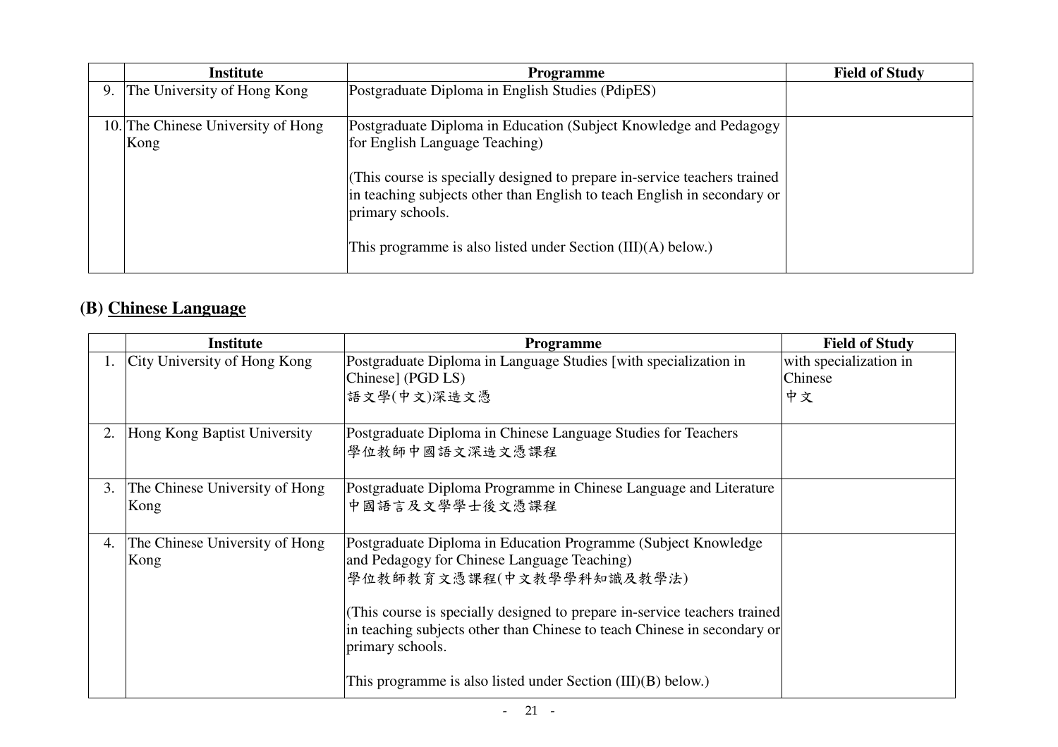| | Institute | Programme | Field of Study |
|---|---|---|---|
| 9. | The University of Hong Kong | Postgraduate Diploma in English Studies (PdipES) | |
| 10. | The Chinese University of Hong Kong | Postgraduate Diploma in Education (Subject Knowledge and Pedagogy for English Language Teaching)<br><br>(This course is specially designed to prepare in-service teachers trained in teaching subjects other than English to teach English in secondary or primary schools.<br><br>This programme is also listed under Section (III)(A) below.) | |

## (B) Chinese Language

| | Institute | Programme | Field of Study |
|---|---|---|---|
| 1. | City University of Hong Kong | Postgraduate Diploma in Language Studies [with specialization in Chinese] (PGD LS)<br>語文學(中文)深造文憑 | with specialization in Chinese<br>中文 |
| 2. | Hong Kong Baptist University | Postgraduate Diploma in Chinese Language Studies for Teachers<br>學位教師中國語文深造文憑課程 | |
| 3. | The Chinese University of Hong Kong | Postgraduate Diploma Programme in Chinese Language and Literature<br>中國語言及文學學士後文憑課程 | |
| 4. | The Chinese University of Hong Kong | Postgraduate Diploma in Education Programme (Subject Knowledge and Pedagogy for Chinese Language Teaching)<br>學位教師教育文憑課程(中文教學學科知識及教學法)<br><br>(This course is specially designed to prepare in-service teachers trained in teaching subjects other than Chinese to teach Chinese in secondary or primary schools.<br><br>This programme is also listed under Section (III)(B) below.) | |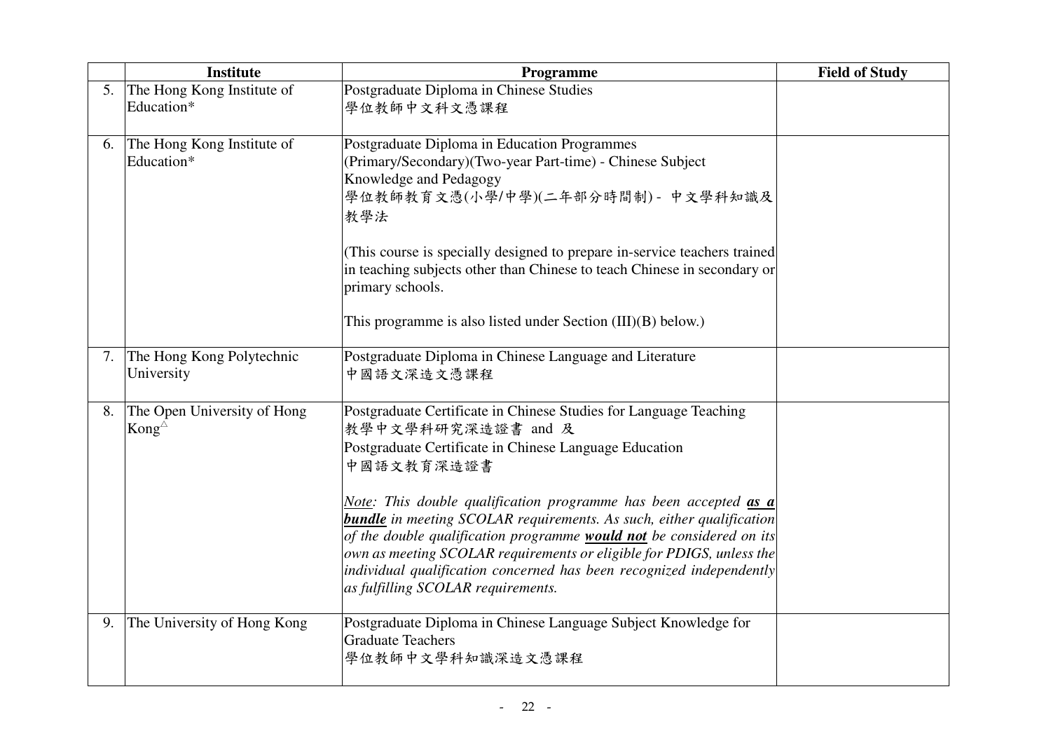| | Institute | Programme | Field of Study |
|---|---|---|---|
| 5. | The Hong Kong Institute of Education* | Postgraduate Diploma in Chinese Studies<br>學位教師中文科文憑課程 | |
| 6. | The Hong Kong Institute of Education* | Postgraduate Diploma in Education Programmes (Primary/Secondary)(Two-year Part-time) - Chinese Subject Knowledge and Pedagogy<br>學位教師教育文憑(小學/中學)(二年部分時間制) - 中文學科知識及教學法<br><br>(This course is specially designed to prepare in-service teachers trained in teaching subjects other than Chinese to teach Chinese in secondary or primary schools.<br><br>This programme is also listed under Section (III)(B) below.) | |
| 7. | The Hong Kong Polytechnic University | Postgraduate Diploma in Chinese Language and Literature<br>中國語文深造文憑課程 | |
| 8. | The Open University of Hong Kong△ | Postgraduate Certificate in Chinese Studies for Language Teaching<br>教學中文學科研究深造證書 and 及<br>Postgraduate Certificate in Chinese Language Education<br>中國語文教育深造證書<br><br>*<u>Note</u>: This double qualification programme has been accepted **<u>as a bundle</u>** in meeting SCOLAR requirements. As such, either qualification of the double qualification programme **<u>would not</u>** be considered on its own as meeting SCOLAR requirements or eligible for PDIGS, unless the individual qualification concerned has been recognized independently as fulfilling SCOLAR requirements.* | |
| 9. | The University of Hong Kong | Postgraduate Diploma in Chinese Language Subject Knowledge for Graduate Teachers<br>學位教師中文學科知識深造文憑課程 | |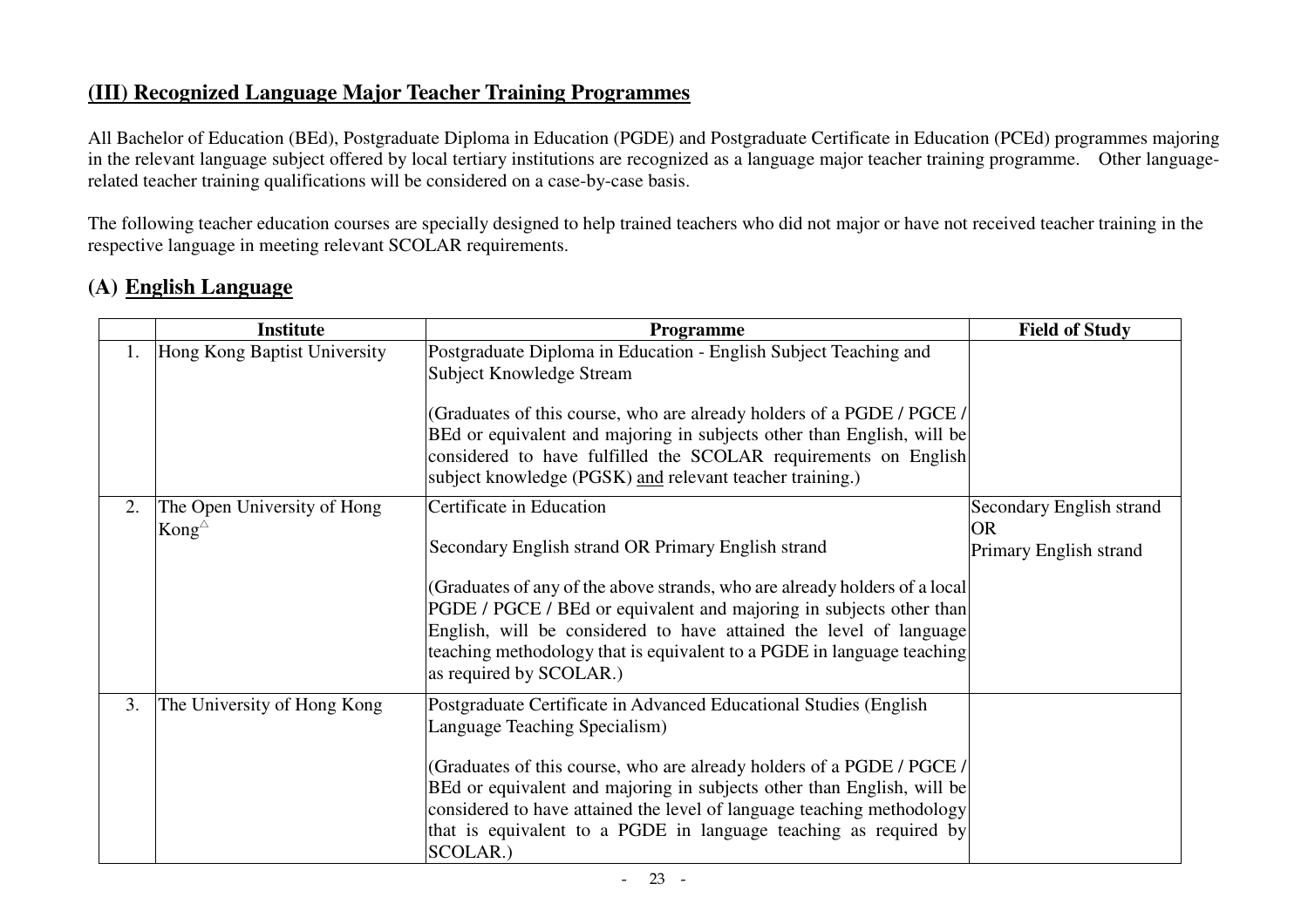## (III) Recognized Language Major Teacher Training Programmes

All Bachelor of Education (BEd), Postgraduate Diploma in Education (PGDE) and Postgraduate Certificate in Education (PCEd) programmes majoring in the relevant language subject offered by local tertiary institutions are recognized as a language major teacher training programme. Other language-related teacher training qualifications will be considered on a case-by-case basis.

The following teacher education courses are specially designed to help trained teachers who did not major or have not received teacher training in the respective language in meeting relevant SCOLAR requirements.

### (A) English Language

| | Institute | Programme | Field of Study |
|---|---|---|---|
| 1. | Hong Kong Baptist University | Postgraduate Diploma in Education - English Subject Teaching and Subject Knowledge Stream<br><br>(Graduates of this course, who are already holders of a PGDE / PGCE / BEd or equivalent and majoring in subjects other than English, will be considered to have fulfilled the SCOLAR requirements on English subject knowledge (PGSK) <u>and</u> relevant teacher training.) | |
| 2. | The Open University of Hong Kong$^{\triangle}$ | Certificate in Education<br><br>Secondary English strand OR Primary English strand<br><br>(Graduates of any of the above strands, who are already holders of a local PGDE / PGCE / BEd or equivalent and majoring in subjects other than English, will be considered to have attained the level of language teaching methodology that is equivalent to a PGDE in language teaching as required by SCOLAR.) | Secondary English strand<br>OR<br>Primary English strand |
| 3. | The University of Hong Kong | Postgraduate Certificate in Advanced Educational Studies (English Language Teaching Specialism)<br><br>(Graduates of this course, who are already holders of a PGDE / PGCE / BEd or equivalent and majoring in subjects other than English, will be considered to have attained the level of language teaching methodology that is equivalent to a PGDE in language teaching as required by SCOLAR.) | |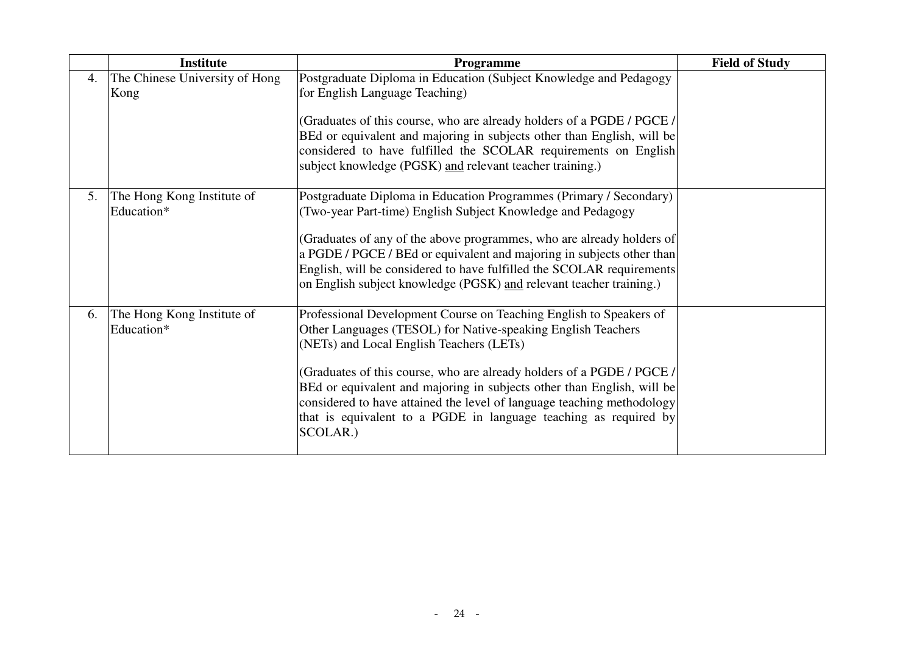| | Institute | Programme | Field of Study |
|---|---|---|---|
| 4. | The Chinese University of Hong Kong | Postgraduate Diploma in Education (Subject Knowledge and Pedagogy for English Language Teaching)<br><br>(Graduates of this course, who are already holders of a PGDE / PGCE / BEd or equivalent and majoring in subjects other than English, will be considered to have fulfilled the SCOLAR requirements on English subject knowledge (PGSK) and relevant teacher training.) | |
| 5. | The Hong Kong Institute of Education* | Postgraduate Diploma in Education Programmes (Primary / Secondary) (Two-year Part-time) English Subject Knowledge and Pedagogy<br><br>(Graduates of any of the above programmes, who are already holders of a PGDE / PGCE / BEd or equivalent and majoring in subjects other than English, will be considered to have fulfilled the SCOLAR requirements on English subject knowledge (PGSK) and relevant teacher training.) | |
| 6. | The Hong Kong Institute of Education* | Professional Development Course on Teaching English to Speakers of Other Languages (TESOL) for Native-speaking English Teachers (NETs) and Local English Teachers (LETs)<br><br>(Graduates of this course, who are already holders of a PGDE / PGCE / BEd or equivalent and majoring in subjects other than English, will be considered to have attained the level of language teaching methodology that is equivalent to a PGDE in language teaching as required by SCOLAR.) | |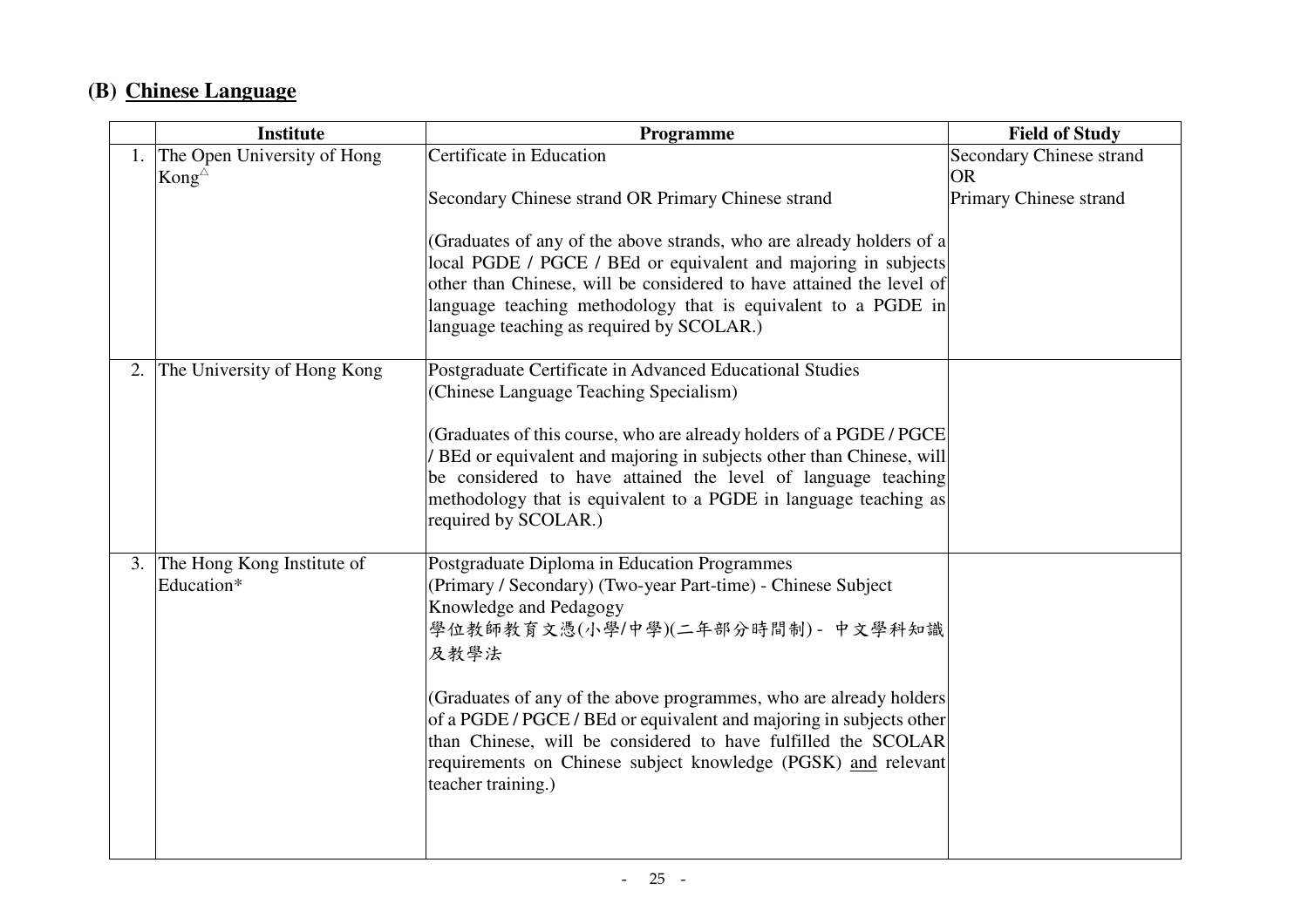## (B) Chinese Language

| | Institute | Programme | Field of Study |
|---|---|---|---|
| 1. | The Open University of Hong Kong△ | Certificate in Education<br><br>Secondary Chinese strand OR Primary Chinese strand<br><br>(Graduates of any of the above strands, who are already holders of a local PGDE / PGCE / BEd or equivalent and majoring in subjects other than Chinese, will be considered to have attained the level of language teaching methodology that is equivalent to a PGDE in language teaching as required by SCOLAR.) | Secondary Chinese strand<br>OR<br>Primary Chinese strand |
| 2. | The University of Hong Kong | Postgraduate Certificate in Advanced Educational Studies (Chinese Language Teaching Specialism)<br><br>(Graduates of this course, who are already holders of a PGDE / PGCE / BEd or equivalent and majoring in subjects other than Chinese, will be considered to have attained the level of language teaching methodology that is equivalent to a PGDE in language teaching as required by SCOLAR.) | |
| 3. | The Hong Kong Institute of Education* | Postgraduate Diploma in Education Programmes (Primary / Secondary) (Two-year Part-time) - Chinese Subject Knowledge and Pedagogy<br>學位教師教育文憑(小學/中學)(二年部分時間制) - 中文學科知識及教學法<br><br>(Graduates of any of the above programmes, who are already holders of a PGDE / PGCE / BEd or equivalent and majoring in subjects other than Chinese, will be considered to have fulfilled the SCOLAR requirements on Chinese subject knowledge (PGSK) <u>and</u> relevant teacher training.) | |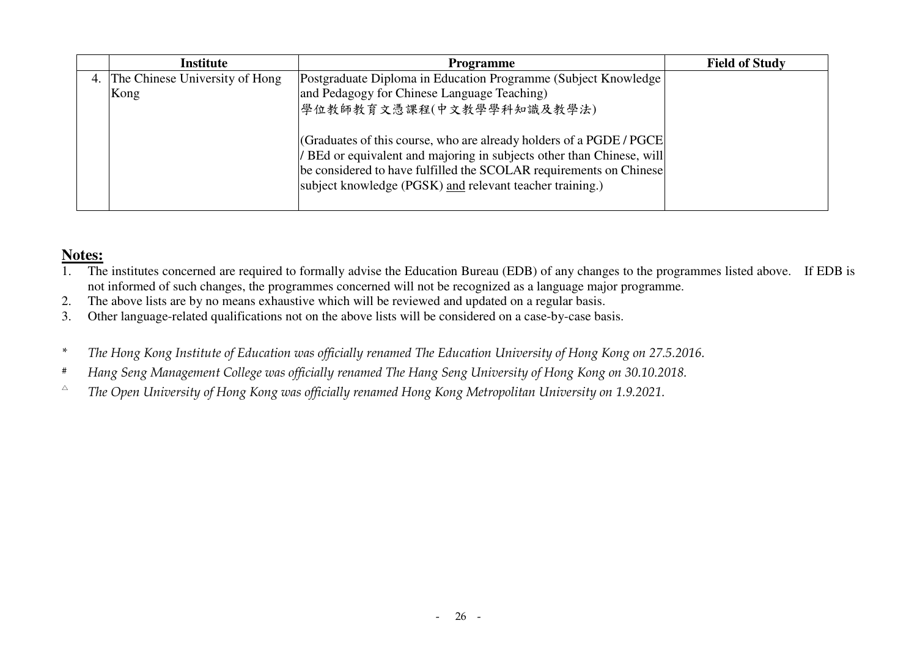| | Institute | Programme | Field of Study |
|---|---|---|---|
| 4. | The Chinese University of Hong Kong | Postgraduate Diploma in Education Programme (Subject Knowledge and Pedagogy for Chinese Language Teaching)<br>學位教師教育文憑課程(中文教學學科知識及教學法)<br><br>(Graduates of this course, who are already holders of a PGDE / PGCE / BEd or equivalent and majoring in subjects other than Chinese, will be considered to have fulfilled the SCOLAR requirements on Chinese subject knowledge (PGSK) <u>and</u> relevant teacher training.) | |

**<u>Notes:</u>**

1. The institutes concerned are required to formally advise the Education Bureau (EDB) of any changes to the programmes listed above. If EDB is not informed of such changes, the programmes concerned will not be recognized as a language major programme.
2. The above lists are by no means exhaustive which will be reviewed and updated on a regular basis.
3. Other language-related qualifications not on the above lists will be considered on a case-by-case basis.

\* *The Hong Kong Institute of Education was officially renamed The Education University of Hong Kong on 27.5.2016.*

\# *Hang Seng Management College was officially renamed The Hang Seng University of Hong Kong on 30.10.2018.*

△ *The Open University of Hong Kong was officially renamed Hong Kong Metropolitan University on 1.9.2021.*